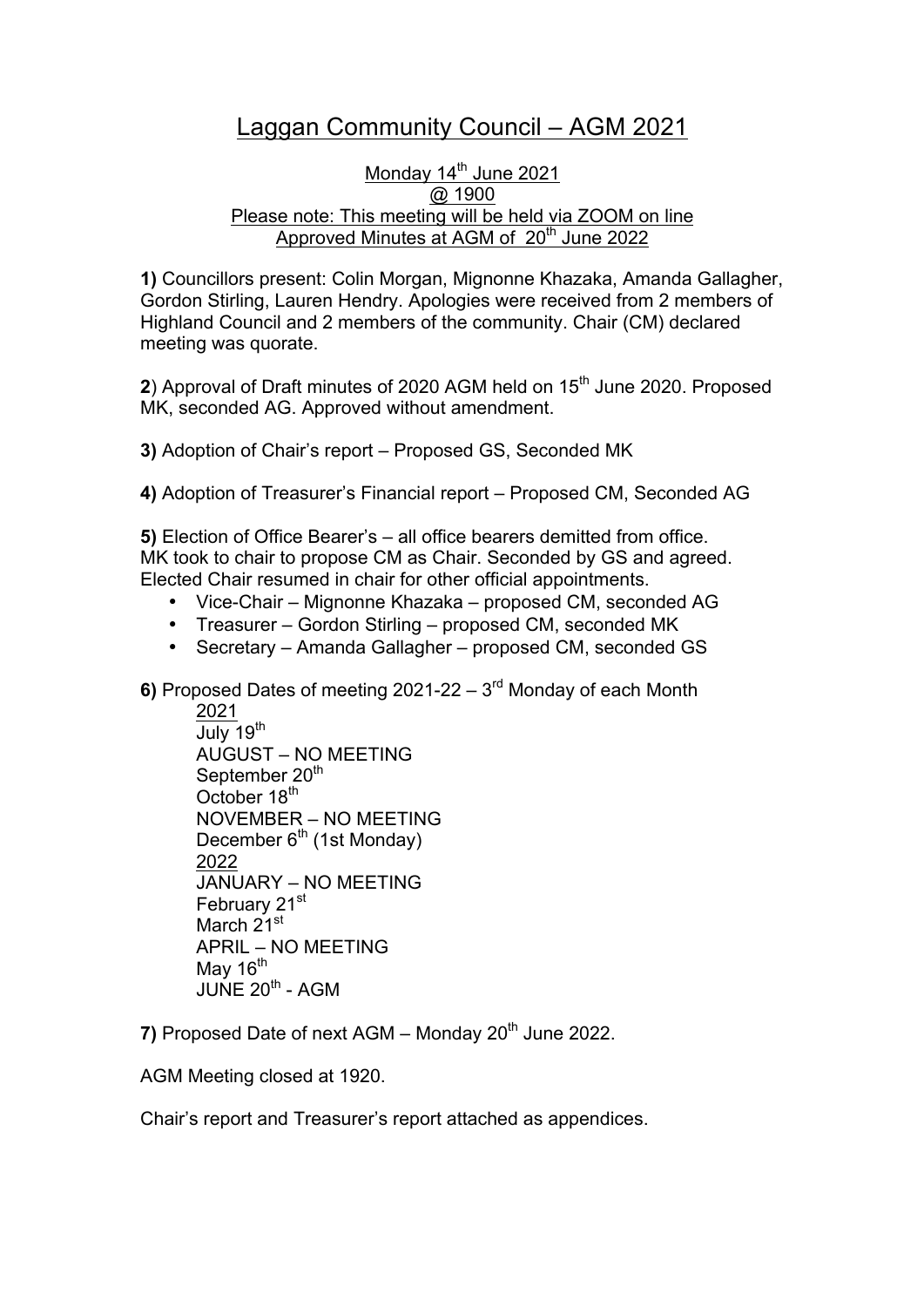# Laggan Community Council – AGM 2021

Monday 14th June 2021
@ 1900
Please note: This meeting will be held via ZOOM on line
Approved Minutes at AGM of 20th June 2022

**1)** Councillors present: Colin Morgan, Mignonne Khazaka, Amanda Gallagher, Gordon Stirling, Lauren Hendry. Apologies were received from 2 members of Highland Council and 2 members of the community. Chair (CM) declared meeting was quorate.

**2**) Approval of Draft minutes of 2020 AGM held on 15th June 2020. Proposed MK, seconded AG. Approved without amendment.

**3)** Adoption of Chair's report – Proposed GS, Seconded MK

**4)** Adoption of Treasurer's Financial report – Proposed CM, Seconded AG

**5)** Election of Office Bearer's – all office bearers demitted from office. MK took to chair to propose CM as Chair. Seconded by GS and agreed. Elected Chair resumed in chair for other official appointments.

- Vice-Chair – Mignonne Khazaka – proposed CM, seconded AG
- Treasurer – Gordon Stirling – proposed CM, seconded MK
- Secretary – Amanda Gallagher – proposed CM, seconded GS

**6)** Proposed Dates of meeting 2021-22 – 3rd Monday of each Month

2021
July 19th
AUGUST – NO MEETING
September 20th
October 18th
NOVEMBER – NO MEETING
December 6th (1st Monday)
2022
JANUARY – NO MEETING
February 21st
March 21st
APRIL – NO MEETING
May 16th
JUNE 20th - AGM

**7)** Proposed Date of next AGM – Monday 20th June 2022.

AGM Meeting closed at 1920.

Chair's report and Treasurer's report attached as appendices.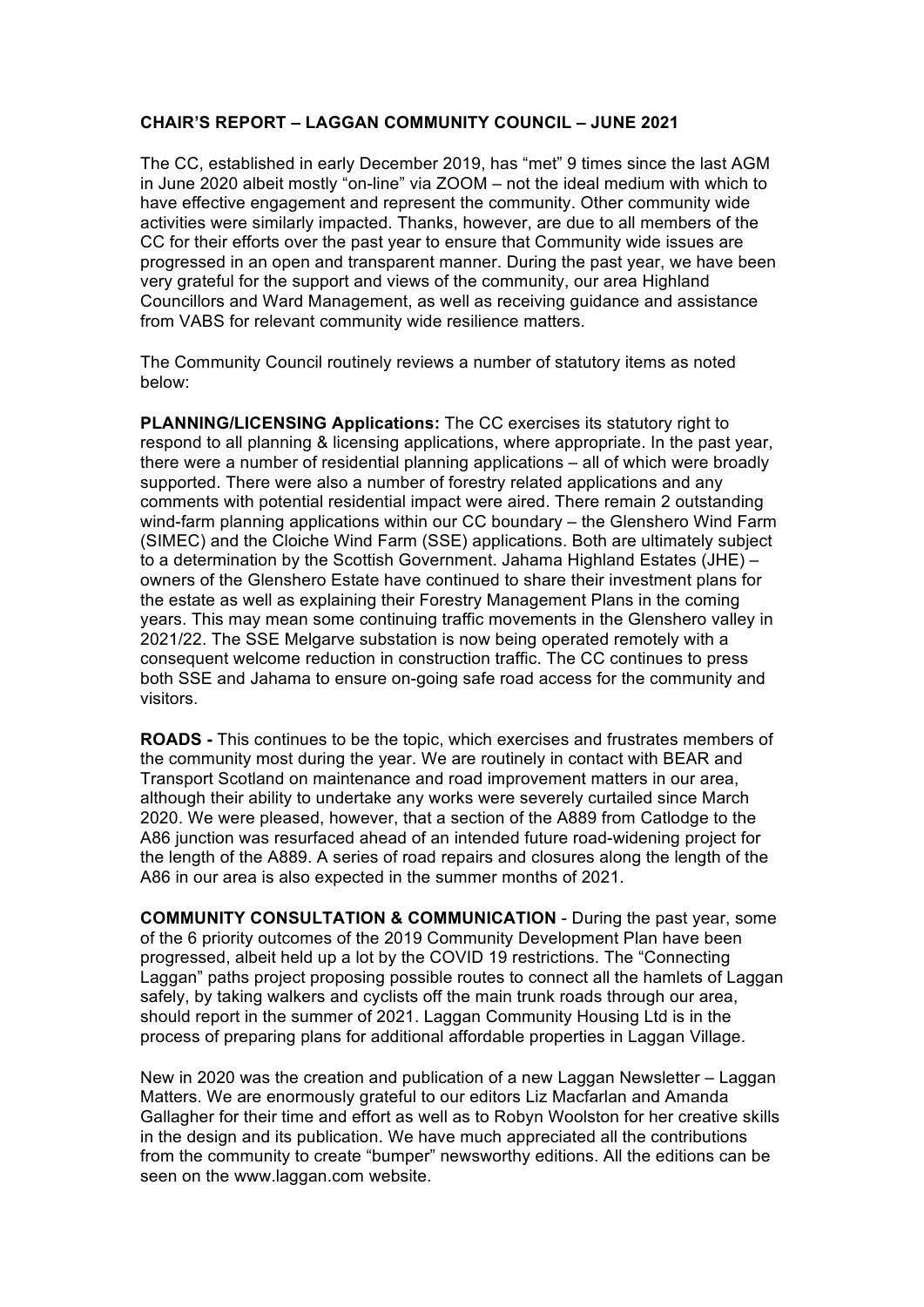**CHAIR'S REPORT – LAGGAN COMMUNITY COUNCIL – JUNE 2021**

The CC, established in early December 2019, has "met" 9 times since the last AGM in June 2020 albeit mostly "on-line" via ZOOM – not the ideal medium with which to have effective engagement and represent the community. Other community wide activities were similarly impacted. Thanks, however, are due to all members of the CC for their efforts over the past year to ensure that Community wide issues are progressed in an open and transparent manner. During the past year, we have been very grateful for the support and views of the community, our area Highland Councillors and Ward Management, as well as receiving guidance and assistance from VABS for relevant community wide resilience matters.

The Community Council routinely reviews a number of statutory items as noted below:

**PLANNING/LICENSING Applications:** The CC exercises its statutory right to respond to all planning & licensing applications, where appropriate. In the past year, there were a number of residential planning applications – all of which were broadly supported. There were also a number of forestry related applications and any comments with potential residential impact were aired. There remain 2 outstanding wind-farm planning applications within our CC boundary – the Glenshero Wind Farm (SIMEC) and the Cloiche Wind Farm (SSE) applications. Both are ultimately subject to a determination by the Scottish Government. Jahama Highland Estates (JHE) – owners of the Glenshero Estate have continued to share their investment plans for the estate as well as explaining their Forestry Management Plans in the coming years. This may mean some continuing traffic movements in the Glenshero valley in 2021/22. The SSE Melgarve substation is now being operated remotely with a consequent welcome reduction in construction traffic. The CC continues to press both SSE and Jahama to ensure on-going safe road access for the community and visitors.

**ROADS -** This continues to be the topic, which exercises and frustrates members of the community most during the year. We are routinely in contact with BEAR and Transport Scotland on maintenance and road improvement matters in our area, although their ability to undertake any works were severely curtailed since March 2020. We were pleased, however, that a section of the A889 from Catlodge to the A86 junction was resurfaced ahead of an intended future road-widening project for the length of the A889. A series of road repairs and closures along the length of the A86 in our area is also expected in the summer months of 2021.

**COMMUNITY CONSULTATION & COMMUNICATION** - During the past year, some of the 6 priority outcomes of the 2019 Community Development Plan have been progressed, albeit held up a lot by the COVID 19 restrictions. The "Connecting Laggan" paths project proposing possible routes to connect all the hamlets of Laggan safely, by taking walkers and cyclists off the main trunk roads through our area, should report in the summer of 2021. Laggan Community Housing Ltd is in the process of preparing plans for additional affordable properties in Laggan Village.

New in 2020 was the creation and publication of a new Laggan Newsletter – Laggan Matters. We are enormously grateful to our editors Liz Macfarlan and Amanda Gallagher for their time and effort as well as to Robyn Woolston for her creative skills in the design and its publication. We have much appreciated all the contributions from the community to create "bumper" newsworthy editions. All the editions can be seen on the www.laggan.com website.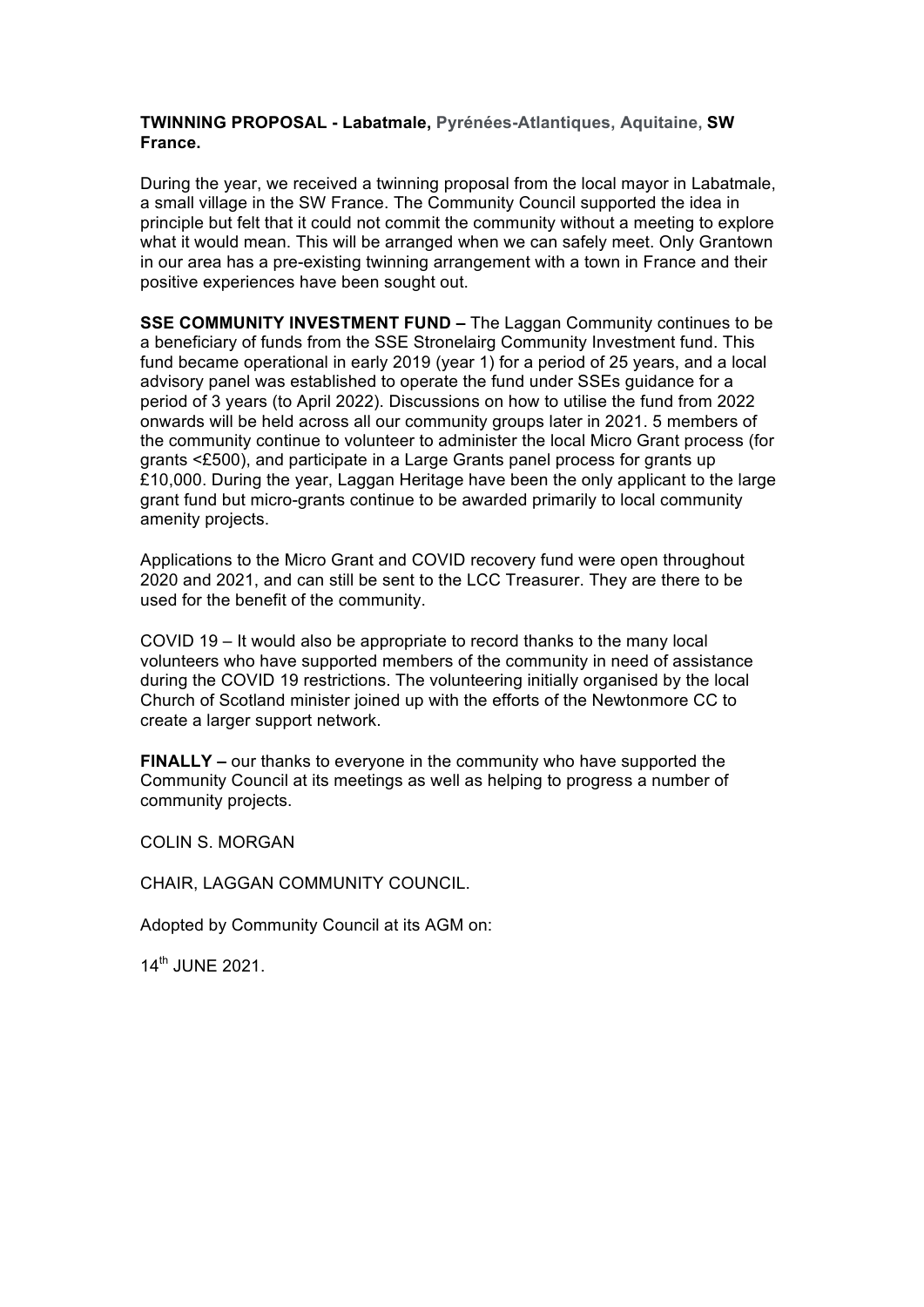**TWINNING PROPOSAL - Labatmale, Pyrénées-Atlantiques, Aquitaine, SW France.**

During the year, we received a twinning proposal from the local mayor in Labatmale, a small village in the SW France. The Community Council supported the idea in principle but felt that it could not commit the community without a meeting to explore what it would mean. This will be arranged when we can safely meet. Only Grantown in our area has a pre-existing twinning arrangement with a town in France and their positive experiences have been sought out.

**SSE COMMUNITY INVESTMENT FUND –** The Laggan Community continues to be a beneficiary of funds from the SSE Stronelairg Community Investment fund. This fund became operational in early 2019 (year 1) for a period of 25 years, and a local advisory panel was established to operate the fund under SSEs guidance for a period of 3 years (to April 2022). Discussions on how to utilise the fund from 2022 onwards will be held across all our community groups later in 2021. 5 members of the community continue to volunteer to administer the local Micro Grant process (for grants <£500), and participate in a Large Grants panel process for grants up £10,000. During the year, Laggan Heritage have been the only applicant to the large grant fund but micro-grants continue to be awarded primarily to local community amenity projects.

Applications to the Micro Grant and COVID recovery fund were open throughout 2020 and 2021, and can still be sent to the LCC Treasurer. They are there to be used for the benefit of the community.

COVID 19 – It would also be appropriate to record thanks to the many local volunteers who have supported members of the community in need of assistance during the COVID 19 restrictions. The volunteering initially organised by the local Church of Scotland minister joined up with the efforts of the Newtonmore CC to create a larger support network.

**FINALLY –** our thanks to everyone in the community who have supported the Community Council at its meetings as well as helping to progress a number of community projects.

COLIN S. MORGAN

CHAIR, LAGGAN COMMUNITY COUNCIL.

Adopted by Community Council at its AGM on:

14th JUNE 2021.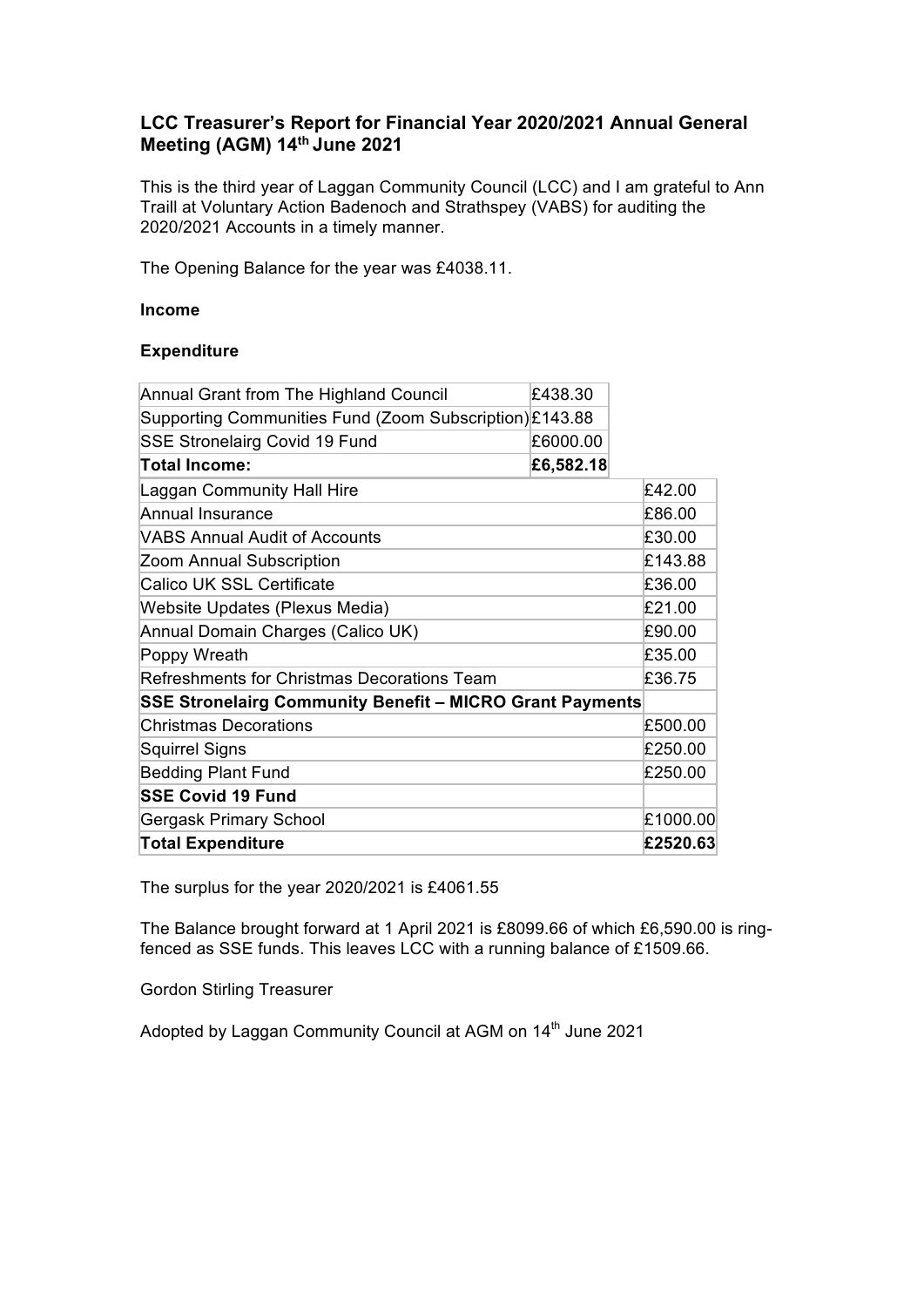## LCC Treasurer's Report for Financial Year 2020/2021 Annual General Meeting (AGM) 14th June 2021

This is the third year of Laggan Community Council (LCC) and I am grateful to Ann Traill at Voluntary Action Badenoch and Strathspey (VABS) for auditing the 2020/2021 Accounts in a timely manner.

The Opening Balance for the year was £4038.11.

**Income**

**Expenditure**

| | | |
|---|---|---|
| Annual Grant from The Highland Council | £438.30 | |
| Supporting Communities Fund (Zoom Subscription) | £143.88 | |
| SSE Stronelairg Covid 19 Fund | £6000.00 | |
| **Total Income:** | **£6,582.18** | |
| Laggan Community Hall Hire | | £42.00 |
| Annual Insurance | | £86.00 |
| VABS Annual Audit of Accounts | | £30.00 |
| Zoom Annual Subscription | | £143.88 |
| Calico UK SSL Certificate | | £36.00 |
| Website Updates (Plexus Media) | | £21.00 |
| Annual Domain Charges (Calico UK) | | £90.00 |
| Poppy Wreath | | £35.00 |
| Refreshments for Christmas Decorations Team | | £36.75 |
| **SSE Stronelairg Community Benefit – MICRO Grant Payments** | | |
| Christmas Decorations | | £500.00 |
| Squirrel Signs | | £250.00 |
| Bedding Plant Fund | | £250.00 |
| **SSE Covid 19 Fund** | | |
| Gergask Primary School | | £1000.00 |
| **Total Expenditure** | | **£2520.63** |

The surplus for the year 2020/2021 is £4061.55

The Balance brought forward at 1 April 2021 is £8099.66 of which £6,590.00 is ring-fenced as SSE funds. This leaves LCC with a running balance of £1509.66.

Gordon Stirling Treasurer

Adopted by Laggan Community Council at AGM on 14th June 2021